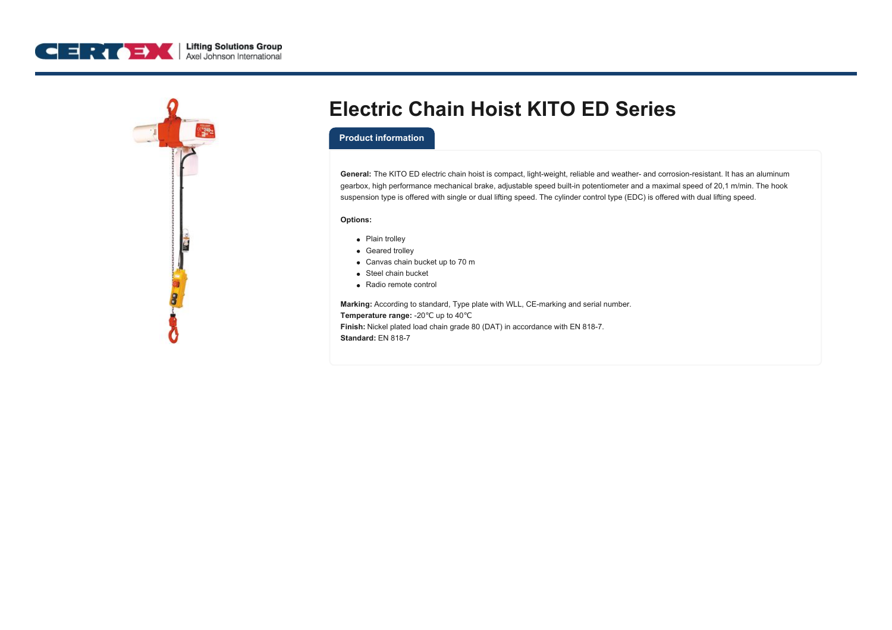# Electric Chain Hoist KITO ED Series

## Product information

**General:** The KITO ED electric chain hoist is compact, light-weight, reliable and weather- and corrosion-resistant. It has an aluminum gearbox, high performance mechanical brake, adjustable speed built-in potentiometer and a maximal speed of 20,1 m/min. The hook suspension type is offered with single or dual lifting speed. The cylinder control type (EDC) is offered with dual lifting speed.

**Options:**

- Plain trolley
- Geared trolley
- Canvas chain bucket up to 70 m
- Steel chain bucket
- Radio remote control

**Marking:** According to standard, Type plate with WLL, CE-marking and serial number.
**Temperature range:** -20℃ up to 40℃
**Finish:** Nickel plated load chain grade 80 (DAT) in accordance with EN 818-7.
**Standard:** EN 818-7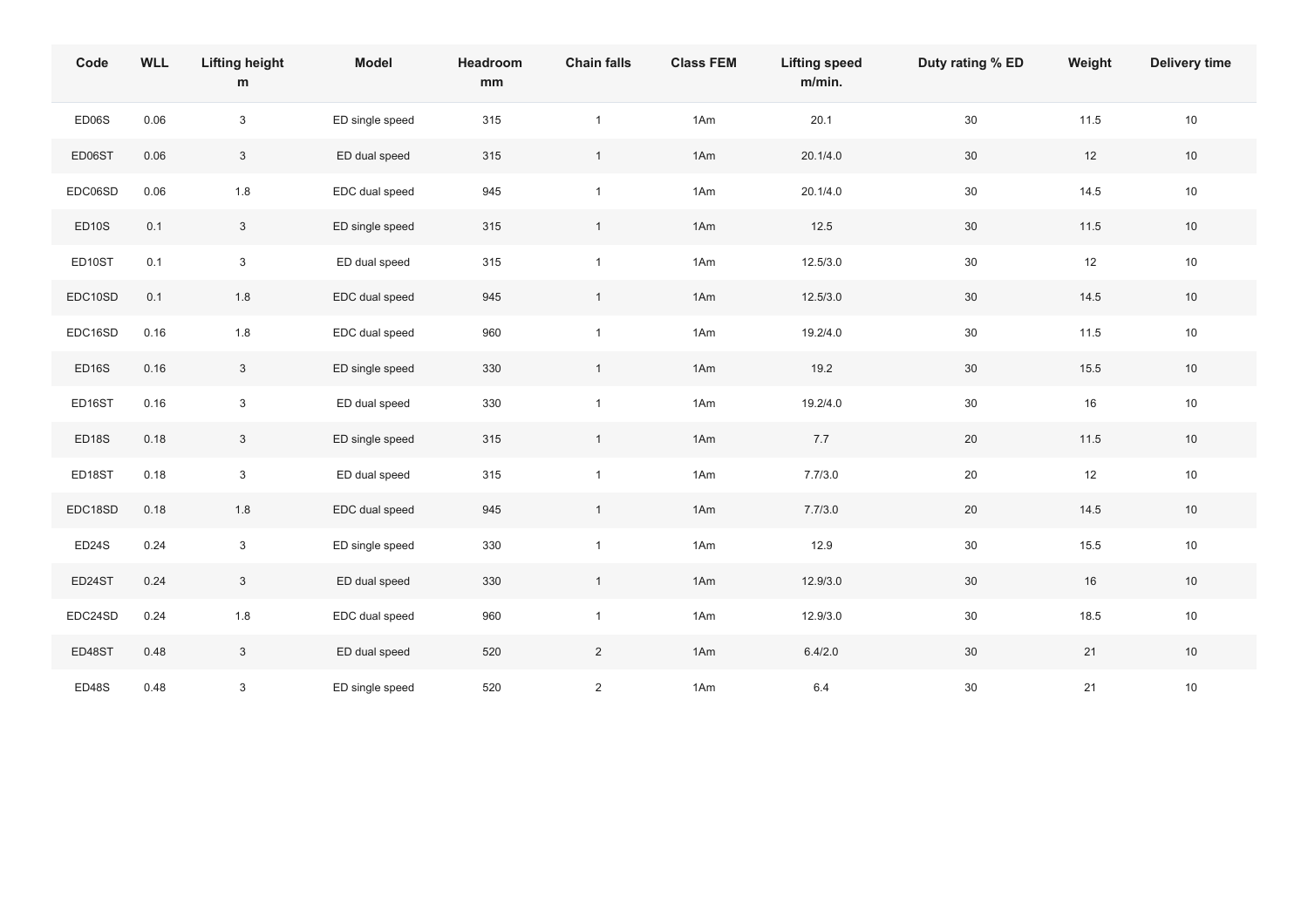| Code | WLL | Lifting height m | Model | Headroom mm | Chain falls | Class FEM | Lifting speed m/min. | Duty rating % ED | Weight | Delivery time |
|---|---|---|---|---|---|---|---|---|---|---|
| ED06S | 0.06 | 3 | ED single speed | 315 | 1 | 1Am | 20.1 | 30 | 11.5 | 10 |
| ED06ST | 0.06 | 3 | ED dual speed | 315 | 1 | 1Am | 20.1/4.0 | 30 | 12 | 10 |
| EDC06SD | 0.06 | 1.8 | EDC dual speed | 945 | 1 | 1Am | 20.1/4.0 | 30 | 14.5 | 10 |
| ED10S | 0.1 | 3 | ED single speed | 315 | 1 | 1Am | 12.5 | 30 | 11.5 | 10 |
| ED10ST | 0.1 | 3 | ED dual speed | 315 | 1 | 1Am | 12.5/3.0 | 30 | 12 | 10 |
| EDC10SD | 0.1 | 1.8 | EDC dual speed | 945 | 1 | 1Am | 12.5/3.0 | 30 | 14.5 | 10 |
| EDC16SD | 0.16 | 1.8 | EDC dual speed | 960 | 1 | 1Am | 19.2/4.0 | 30 | 11.5 | 10 |
| ED16S | 0.16 | 3 | ED single speed | 330 | 1 | 1Am | 19.2 | 30 | 15.5 | 10 |
| ED16ST | 0.16 | 3 | ED dual speed | 330 | 1 | 1Am | 19.2/4.0 | 30 | 16 | 10 |
| ED18S | 0.18 | 3 | ED single speed | 315 | 1 | 1Am | 7.7 | 20 | 11.5 | 10 |
| ED18ST | 0.18 | 3 | ED dual speed | 315 | 1 | 1Am | 7.7/3.0 | 20 | 12 | 10 |
| EDC18SD | 0.18 | 1.8 | EDC dual speed | 945 | 1 | 1Am | 7.7/3.0 | 20 | 14.5 | 10 |
| ED24S | 0.24 | 3 | ED single speed | 330 | 1 | 1Am | 12.9 | 30 | 15.5 | 10 |
| ED24ST | 0.24 | 3 | ED dual speed | 330 | 1 | 1Am | 12.9/3.0 | 30 | 16 | 10 |
| EDC24SD | 0.24 | 1.8 | EDC dual speed | 960 | 1 | 1Am | 12.9/3.0 | 30 | 18.5 | 10 |
| ED48ST | 0.48 | 3 | ED dual speed | 520 | 2 | 1Am | 6.4/2.0 | 30 | 21 | 10 |
| ED48S | 0.48 | 3 | ED single speed | 520 | 2 | 1Am | 6.4 | 30 | 21 | 10 |